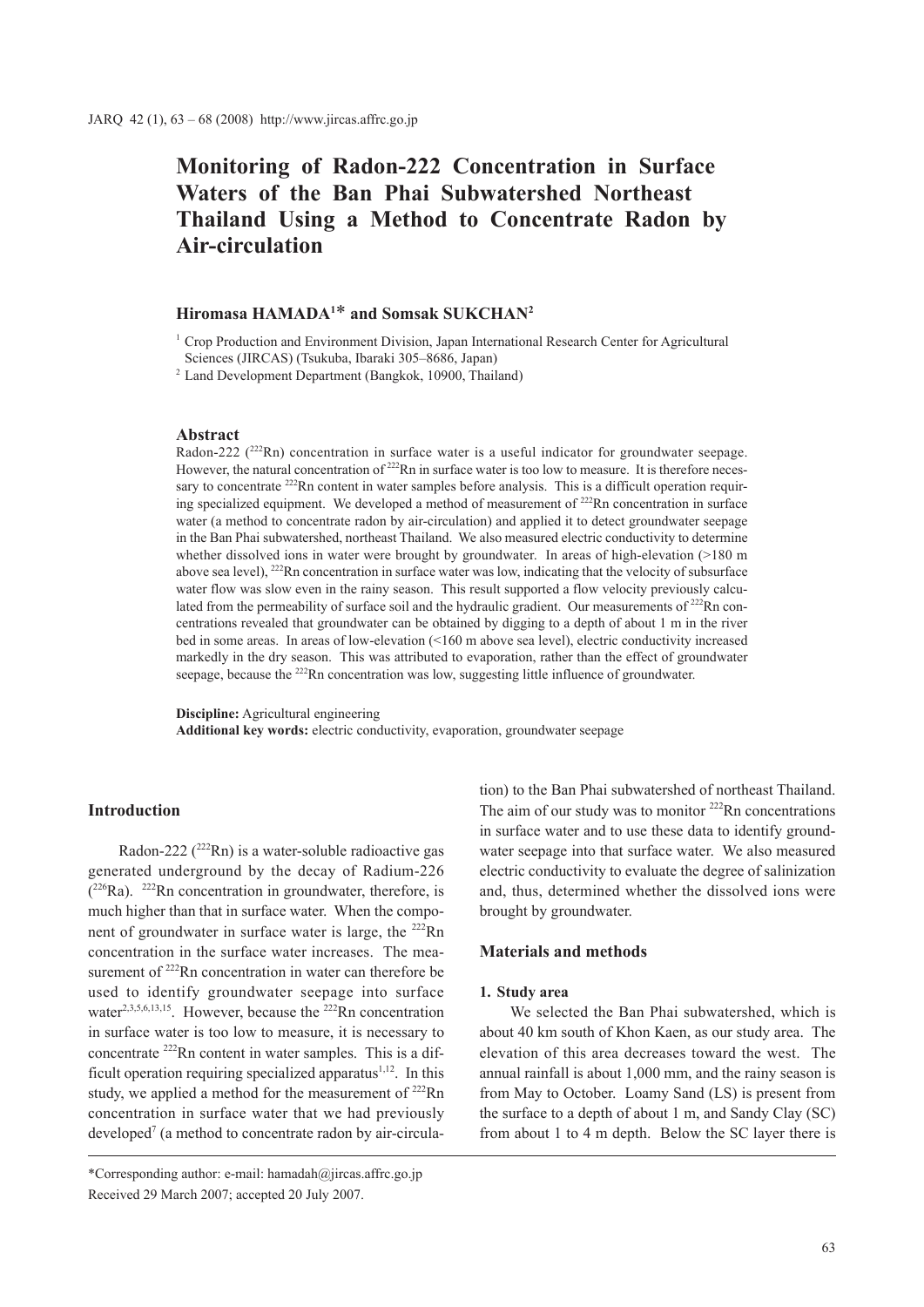# Monitoring of Radon-222 Concentration in Surface Waters of the Ban Phai Subwatershed Northeast Thailand Using a Method to Concentrate Radon by Air-circulation

**Hiromasa HAMADA[1]* and Somsak SUKCHAN[2]**

[1] Crop Production and Environment Division, Japan International Research Center for Agricultural Sciences (JIRCAS) (Tsukuba, Ibaraki 305–8686, Japan)

[2] Land Development Department (Bangkok, 10900, Thailand)

## Abstract

Radon-222 ($^{222}$Rn) concentration in surface water is a useful indicator for groundwater seepage. However, the natural concentration of $^{222}$Rn in surface water is too low to measure. It is therefore necessary to concentrate $^{222}$Rn content in water samples before analysis. This is a difficult operation requiring specialized equipment. We developed a method of measurement of $^{222}$Rn concentration in surface water (a method to concentrate radon by air-circulation) and applied it to detect groundwater seepage in the Ban Phai subwatershed, northeast Thailand. We also measured electric conductivity to determine whether dissolved ions in water were brought by groundwater. In areas of high-elevation (>180 m above sea level), $^{222}$Rn concentration in surface water was low, indicating that the velocity of subsurface water flow was slow even in the rainy season. This result supported a flow velocity previously calculated from the permeability of surface soil and the hydraulic gradient. Our measurements of $^{222}$Rn concentrations revealed that groundwater can be obtained by digging to a depth of about 1 m in the river bed in some areas. In areas of low-elevation (<160 m above sea level), electric conductivity increased markedly in the dry season. This was attributed to evaporation, rather than the effect of groundwater seepage, because the $^{222}$Rn concentration was low, suggesting little influence of groundwater.

**Discipline:** Agricultural engineering

**Additional key words:** electric conductivity, evaporation, groundwater seepage

## Introduction

Radon-222 ($^{222}$Rn) is a water-soluble radioactive gas generated underground by the decay of Radium-226 ($^{226}$Ra). $^{222}$Rn concentration in groundwater, therefore, is much higher than that in surface water. When the component of groundwater in surface water is large, the $^{222}$Rn concentration in the surface water increases. The measurement of $^{222}$Rn concentration in water can therefore be used to identify groundwater seepage into surface water[2,3,5,6,13,15]. However, because the $^{222}$Rn concentration in surface water is too low to measure, it is necessary to concentrate $^{222}$Rn content in water samples. This is a difficult operation requiring specialized apparatus[1,12]. In this study, we applied a method for the measurement of $^{222}$Rn concentration in surface water that we had previously developed[7] (a method to concentrate radon by air-circulation) to the Ban Phai subwatershed of northeast Thailand. The aim of our study was to monitor $^{222}$Rn concentrations in surface water and to use these data to identify groundwater seepage into that surface water. We also measured electric conductivity to evaluate the degree of salinization and, thus, determined whether the dissolved ions were brought by groundwater.

## Materials and methods

### 1. Study area

We selected the Ban Phai subwatershed, which is about 40 km south of Khon Kaen, as our study area. The elevation of this area decreases toward the west. The annual rainfall is about 1,000 mm, and the rainy season is from May to October. Loamy Sand (LS) is present from the surface to a depth of about 1 m, and Sandy Clay (SC) from about 1 to 4 m depth. Below the SC layer there is

*Corresponding author: e-mail: hamadah@jircas.affrc.go.jp

Received 29 March 2007; accepted 20 July 2007.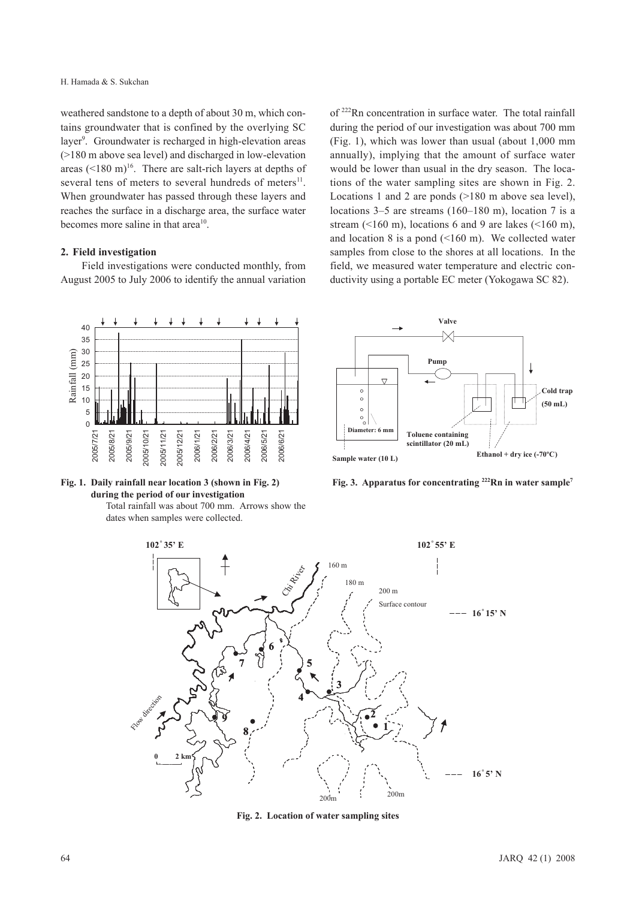weathered sandstone to a depth of about 30 m, which contains groundwater that is confined by the overlying SC layer[9]. Groundwater is recharged in high-elevation areas (>180 m above sea level) and discharged in low-elevation areas (<180 m)[16]. There are salt-rich layers at depths of several tens of meters to several hundreds of meters[11]. When groundwater has passed through these layers and reaches the surface in a discharge area, the surface water becomes more saline in that area[10].

## 2. Field investigation

Field investigations were conducted monthly, from August 2005 to July 2006 to identify the annual variation of $^{222}Rn$ concentration in surface water. The total rainfall during the period of our investigation was about 700 mm (Fig. 1), which was lower than usual (about 1,000 mm annually), implying that the amount of surface water would be lower than usual in the dry season. The locations of the water sampling sites are shown in Fig. 2. Locations 1 and 2 are ponds (>180 m above sea level), locations 3–5 are streams (160–180 m), location 7 is a stream (<160 m), locations 6 and 9 are lakes (<160 m), and location 8 is a pond (<160 m). We collected water samples from close to the shores at all locations. In the field, we measured water temperature and electric conductivity using a portable EC meter (Yokogawa SC 82).

**Fig. 1. Daily rainfall near location 3 (shown in Fig. 2) during the period of our investigation**

Total rainfall was about 700 mm. Arrows show the dates when samples were collected.

**Fig. 3. Apparatus for concentrating $^{222}Rn$ in water sample[7]**

**Fig. 2. Location of water sampling sites**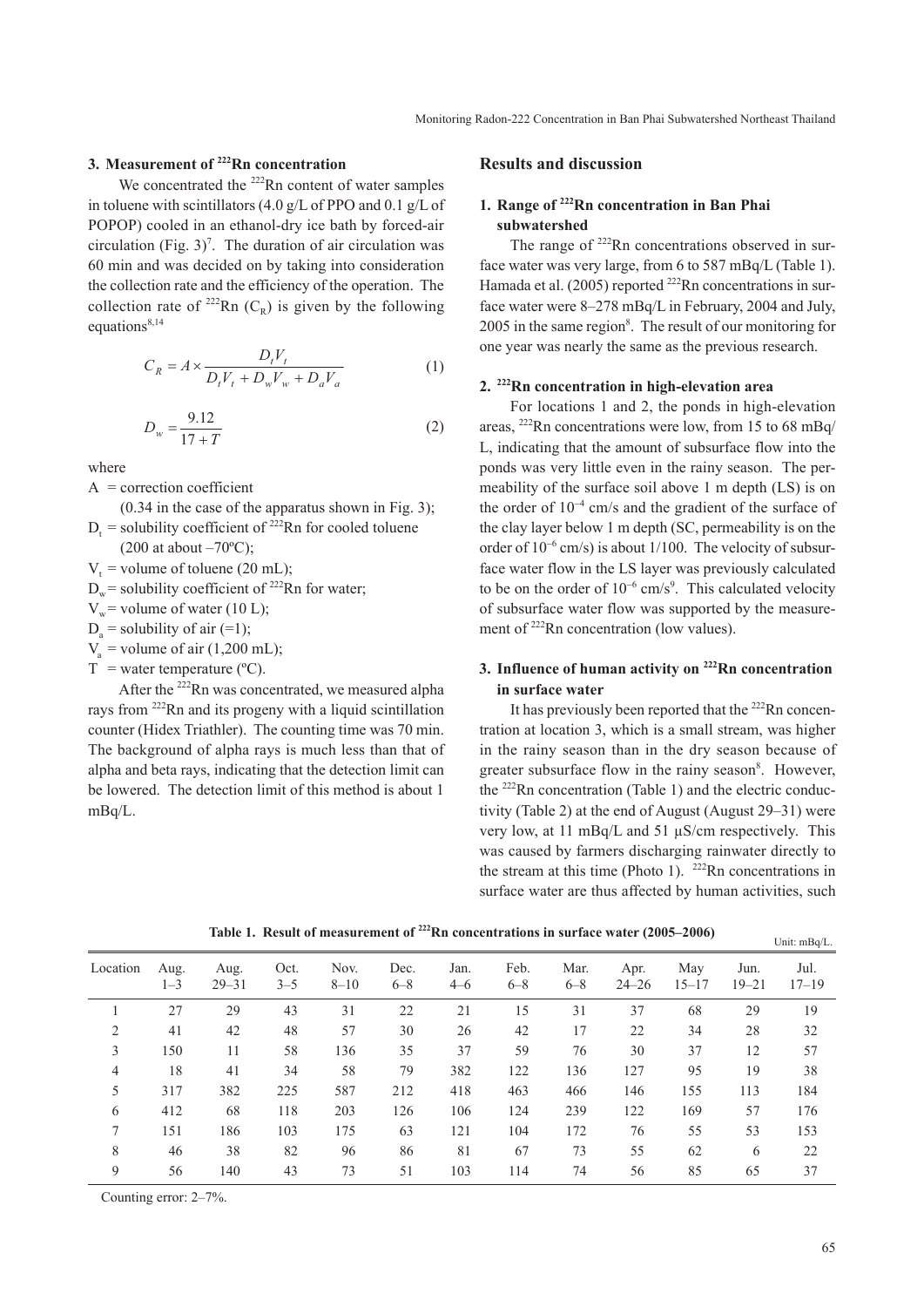### 3. Measurement of $^{222}$Rn concentration

We concentrated the $^{222}$Rn content of water samples in toluene with scintillators (4.0 g/L of PPO and 0.1 g/L of POPOP) cooled in an ethanol-dry ice bath by forced-air circulation (Fig. 3)[7]. The duration of air circulation was 60 min and was decided on by taking into consideration the collection rate and the efficiency of the operation. The collection rate of $^{222}$Rn ($C_R$) is given by the following equations[8,14]

$$C_R = A \times \frac{D_t V_t}{D_t V_t + D_w V_w + D_a V_a} \quad (1)$$

$$D_w = \frac{9.12}{17 + T} \quad (2)$$

where

$A$ = correction coefficient (0.34 in the case of the apparatus shown in Fig. 3);
$D_t$ = solubility coefficient of $^{222}$Rn for cooled toluene (200 at about –70ºC);
$V_t$ = volume of toluene (20 mL);
$D_w$ = solubility coefficient of $^{222}$Rn for water;
$V_w$ = volume of water (10 L);
$D_a$ = solubility of air (=1);
$V_a$ = volume of air (1,200 mL);
$T$ = water temperature (ºC).

After the $^{222}$Rn was concentrated, we measured alpha rays from $^{222}$Rn and its progeny with a liquid scintillation counter (Hidex Triathler). The counting time was 70 min. The background of alpha rays is much less than that of alpha and beta rays, indicating that the detection limit can be lowered. The detection limit of this method is about 1 mBq/L.

## Results and discussion

### 1. Range of $^{222}$Rn concentration in Ban Phai subwatershed

The range of $^{222}$Rn concentrations observed in surface water was very large, from 6 to 587 mBq/L (Table 1). Hamada et al. (2005) reported $^{222}$Rn concentrations in surface water were 8–278 mBq/L in February, 2004 and July, 2005 in the same region[8]. The result of our monitoring for one year was nearly the same as the previous research.

### 2. $^{222}$Rn concentration in high-elevation area

For locations 1 and 2, the ponds in high-elevation areas, $^{222}$Rn concentrations were low, from 15 to 68 mBq/L, indicating that the amount of subsurface flow into the ponds was very little even in the rainy season. The permeability of the surface soil above 1 m depth (LS) is on the order of $10^{-4}$ cm/s and the gradient of the surface of the clay layer below 1 m depth (SC, permeability is on the order of $10^{-6}$ cm/s) is about 1/100. The velocity of subsurface water flow in the LS layer was previously calculated to be on the order of $10^{-6}$ cm/s[9]. This calculated velocity of subsurface water flow was supported by the measurement of $^{222}$Rn concentration (low values).

### 3. Influence of human activity on $^{222}$Rn concentration in surface water

It has previously been reported that the $^{222}$Rn concentration at location 3, which is a small stream, was higher in the rainy season than in the dry season because of greater subsurface flow in the rainy season[8]. However, the $^{222}$Rn concentration (Table 1) and the electric conductivity (Table 2) at the end of August (August 29–31) were very low, at 11 mBq/L and 51 µS/cm respectively. This was caused by farmers discharging rainwater directly to the stream at this time (Photo 1). $^{222}$Rn concentrations in surface water are thus affected by human activities, such

**Table 1. Result of measurement of $^{222}$Rn concentrations in surface water (2005–2006)**

Unit: mBq/L.

| Location | Aug. 1–3 | Aug. 29–31 | Oct. 3–5 | Nov. 8–10 | Dec. 6–8 | Jan. 4–6 | Feb. 6–8 | Mar. 6–8 | Apr. 24–26 | May 15–17 | Jun. 19–21 | Jul. 17–19 |
|---|---|---|---|---|---|---|---|---|---|---|---|---|
| 1 | 27 | 29 | 43 | 31 | 22 | 21 | 15 | 31 | 37 | 68 | 29 | 19 |
| 2 | 41 | 42 | 48 | 57 | 30 | 26 | 42 | 17 | 22 | 34 | 28 | 32 |
| 3 | 150 | 11 | 58 | 136 | 35 | 37 | 59 | 76 | 30 | 37 | 12 | 57 |
| 4 | 18 | 41 | 34 | 58 | 79 | 382 | 122 | 136 | 127 | 95 | 19 | 38 |
| 5 | 317 | 382 | 225 | 587 | 212 | 418 | 463 | 466 | 146 | 155 | 113 | 184 |
| 6 | 412 | 68 | 118 | 203 | 126 | 106 | 124 | 239 | 122 | 169 | 57 | 176 |
| 7 | 151 | 186 | 103 | 175 | 63 | 121 | 104 | 172 | 76 | 55 | 53 | 153 |
| 8 | 46 | 38 | 82 | 96 | 86 | 81 | 67 | 73 | 55 | 62 | 6 | 22 |
| 9 | 56 | 140 | 43 | 73 | 51 | 103 | 114 | 74 | 56 | 85 | 65 | 37 |

Counting error: 2–7%.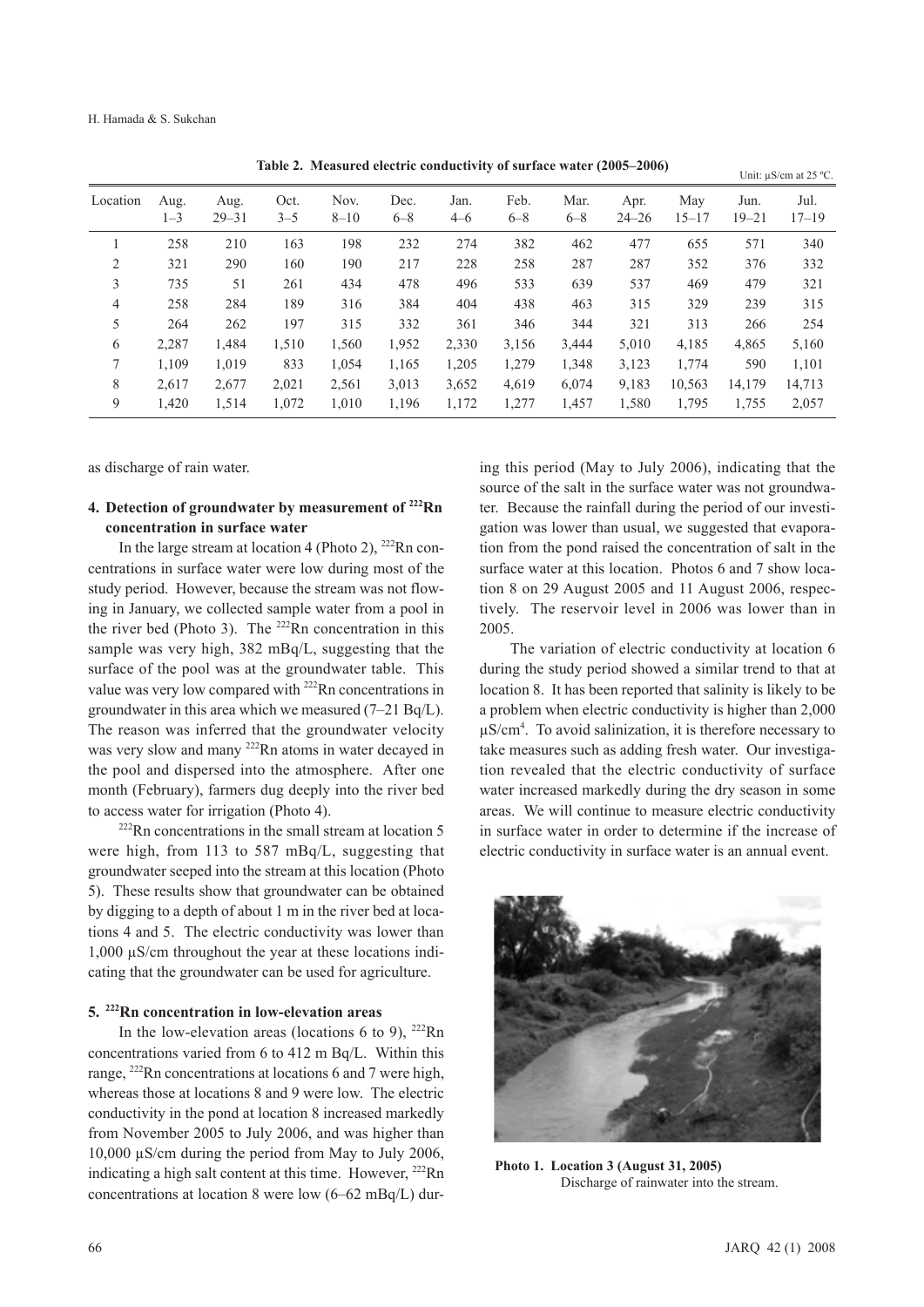**Table 2. Measured electric conductivity of surface water (2005–2006)**

Unit: μS/cm at 25 ºC.

| Location | Aug. 1–3 | Aug. 29–31 | Oct. 3–5 | Nov. 8–10 | Dec. 6–8 | Jan. 4–6 | Feb. 6–8 | Mar. 6–8 | Apr. 24–26 | May 15–17 | Jun. 19–21 | Jul. 17–19 |
|---|---|---|---|---|---|---|---|---|---|---|---|---|
| 1 | 258 | 210 | 163 | 198 | 232 | 274 | 382 | 462 | 477 | 655 | 571 | 340 |
| 2 | 321 | 290 | 160 | 190 | 217 | 228 | 258 | 287 | 287 | 352 | 376 | 332 |
| 3 | 735 | 51 | 261 | 434 | 478 | 496 | 533 | 639 | 537 | 469 | 479 | 321 |
| 4 | 258 | 284 | 189 | 316 | 384 | 404 | 438 | 463 | 315 | 329 | 239 | 315 |
| 5 | 264 | 262 | 197 | 315 | 332 | 361 | 346 | 344 | 321 | 313 | 266 | 254 |
| 6 | 2,287 | 1,484 | 1,510 | 1,560 | 1,952 | 2,330 | 3,156 | 3,444 | 5,010 | 4,185 | 4,865 | 5,160 |
| 7 | 1,109 | 1,019 | 833 | 1,054 | 1,165 | 1,205 | 1,279 | 1,348 | 3,123 | 1,774 | 590 | 1,101 |
| 8 | 2,617 | 2,677 | 2,021 | 2,561 | 3,013 | 3,652 | 4,619 | 6,074 | 9,183 | 10,563 | 14,179 | 14,713 |
| 9 | 1,420 | 1,514 | 1,072 | 1,010 | 1,196 | 1,172 | 1,277 | 1,457 | 1,580 | 1,795 | 1,755 | 2,057 |

as discharge of rain water.

## 4. Detection of groundwater by measurement of $^{222}Rn$ concentration in surface water

In the large stream at location 4 (Photo 2), $^{222}Rn$ concentrations in surface water were low during most of the study period. However, because the stream was not flowing in January, we collected sample water from a pool in the river bed (Photo 3). The $^{222}Rn$ concentration in this sample was very high, 382 mBq/L, suggesting that the surface of the pool was at the groundwater table. This value was very low compared with $^{222}Rn$ concentrations in groundwater in this area which we measured (7–21 Bq/L). The reason was inferred that the groundwater velocity was very slow and many $^{222}Rn$ atoms in water decayed in the pool and dispersed into the atmosphere. After one month (February), farmers dug deeply into the river bed to access water for irrigation (Photo 4).

$^{222}Rn$ concentrations in the small stream at location 5 were high, from 113 to 587 mBq/L, suggesting that groundwater seeped into the stream at this location (Photo 5). These results show that groundwater can be obtained by digging to a depth of about 1 m in the river bed at locations 4 and 5. The electric conductivity was lower than 1,000 μS/cm throughout the year at these locations indicating that the groundwater can be used for agriculture.

## 5. $^{222}Rn$ concentration in low-elevation areas

In the low-elevation areas (locations 6 to 9), $^{222}Rn$ concentrations varied from 6 to 412 m Bq/L. Within this range, $^{222}Rn$ concentrations at locations 6 and 7 were high, whereas those at locations 8 and 9 were low. The electric conductivity in the pond at location 8 increased markedly from November 2005 to July 2006, and was higher than 10,000 μS/cm during the period from May to July 2006, indicating a high salt content at this time. However, $^{222}Rn$ concentrations at location 8 were low (6–62 mBq/L) during this period (May to July 2006), indicating that the source of the salt in the surface water was not groundwater. Because the rainfall during the period of our investigation was lower than usual, we suggested that evaporation from the pond raised the concentration of salt in the surface water at this location. Photos 6 and 7 show location 8 on 29 August 2005 and 11 August 2006, respectively. The reservoir level in 2006 was lower than in 2005.

The variation of electric conductivity at location 6 during the study period showed a similar trend to that at location 8. It has been reported that salinity is likely to be a problem when electric conductivity is higher than 2,000 μS/cm[4]. To avoid salinization, it is therefore necessary to take measures such as adding fresh water. Our investigation revealed that the electric conductivity of surface water increased markedly during the dry season in some areas. We will continue to measure electric conductivity in surface water in order to determine if the increase of electric conductivity in surface water is an annual event.

**Photo 1. Location 3 (August 31, 2005)**
Discharge of rainwater into the stream.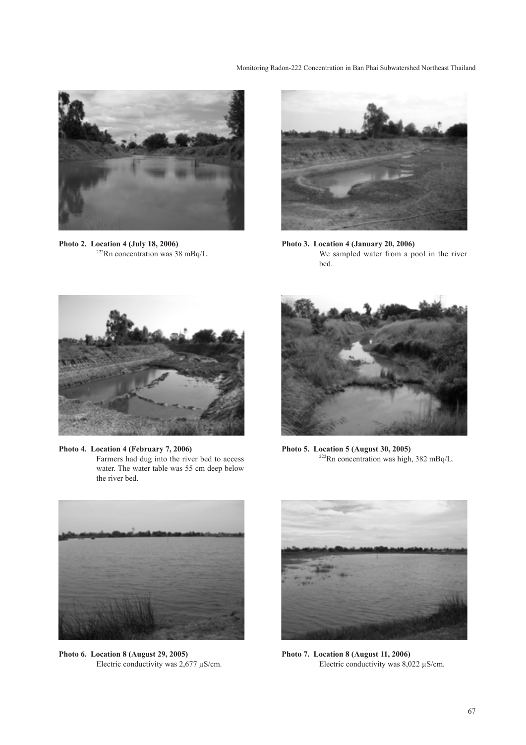**Photo 2. Location 4 (July 18, 2006)**
$^{222}Rn$ concentration was 38 mBq/L.

**Photo 3. Location 4 (January 20, 2006)**
We sampled water from a pool in the river bed.

**Photo 4. Location 4 (February 7, 2006)**
Farmers had dug into the river bed to access water. The water table was 55 cm deep below the river bed.

**Photo 5. Location 5 (August 30, 2005)**
$^{222}Rn$ concentration was high, 382 mBq/L.

**Photo 6. Location 8 (August 29, 2005)**
Electric conductivity was 2,677 μS/cm.

**Photo 7. Location 8 (August 11, 2006)**
Electric conductivity was 8,022 μS/cm.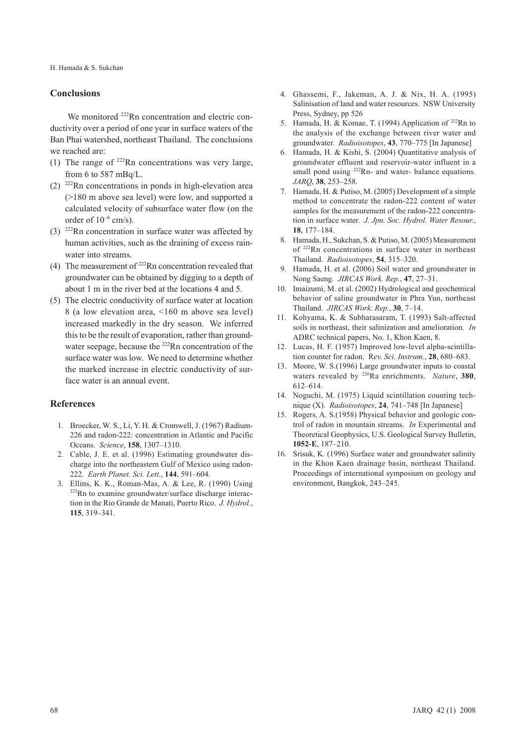## Conclusions

We monitored $^{222}Rn$ concentration and electric conductivity over a period of one year in surface waters of the Ban Phai watershed, northeast Thailand. The conclusions we reached are:

(1) The range of $^{222}Rn$ concentrations was very large, from 6 to 587 mBq/L.

(2) $^{222}Rn$ concentrations in ponds in high-elevation area (>180 m above sea level) were low, and supported a calculated velocity of subsurface water flow (on the order of $10^{-6}$ cm/s).

(3) $^{222}Rn$ concentration in surface water was affected by human activities, such as the draining of excess rainwater into streams.

(4) The measurement of $^{222}Rn$ concentration revealed that groundwater can be obtained by digging to a depth of about 1 m in the river bed at the locations 4 and 5.

(5) The electric conductivity of surface water at location 8 (a low elevation area, <160 m above sea level) increased markedly in the dry season. We inferred this to be the result of evaporation, rather than groundwater seepage, because the $^{222}Rn$ concentration of the surface water was low. We need to determine whether the marked increase in electric conductivity of surface water is an annual event.

## References

1. Broecker, W. S., Li, Y. H. & Cromwell, J. (1967) Radium-226 and radon-222: concentration in Atlantic and Pacific Oceans. *Science*, **158**, 1307–1310.
2. Cable, J. E. et al. (1996) Estimating groundwater discharge into the northeastern Gulf of Mexico using radon-222. *Earth Planet. Sci. Lett.*, **144**, 591–604.
3. Ellins, K. K., Roman-Mas, A. & Lee, R. (1990) Using $^{222}Rn$ to examine groundwater/surface discharge interaction in the Rio Grande de Manati, Puerto Rico. *J. Hydrol.*, **115**, 319–341.
4. Ghassemi, F., Jakeman, A. J. & Nix, H. A. (1995) Salinisation of land and water resources. NSW University Press, Sydney, pp 526
5. Hamada, H. & Komae, T. (1994) Application of $^{222}Rn$ to the analysis of the exchange between river water and groundwater. *Radioisotopes*, **43**, 770–775 [In Japanese]
6. Hamada, H. & Kishi, S. (2004) Quantitative analysis of groundwater effluent and reservoir-water influent in a small pond using $^{222}Rn$- and water- balance equations. *JARQ*, **38**, 253–258.
7. Hamada, H. & Putiso, M. (2005) Development of a simple method to concentrate the radon-222 content of water samples for the measurement of the radon-222 concentration in surface water. *J. Jpn. Soc. Hydrol. Water Resour.*, **18**, 177–184.
8. Hamada, H., Sukchan, S. & Putiso, M. (2005) Measurement of $^{222}Rn$ concentrations in surface water in northeast Thailand. *Radioisotopes*, **54**, 315–320.
9. Hamada, H. et al. (2006) Soil water and groundwater in Nong Saeng. *JIRCAS Work. Rep.*, **47**, 27–31.
10. Imaizumi, M. et al. (2002) Hydrological and geochemical behavior of saline groundwater in Phra Yun, northeast Thailand. *JIRCAS Work. Rep.*, **30**, 7–14.
11. Kohyama, K. & Subharasaram, T. (1993) Salt-affected soils in northeast, their salinization and amelioration. *In* ADRC technical papers, No. 1, Khon Kaen, 8.
12. Lucas, H. F. (1957) Improved low-level alpha-scintillation counter for radon. *Rev. Sci. Instrum.*, **28**, 680–683.
13. Moore, W. S.(1996) Large groundwater inputs to coastal waters revealed by $^{226}Ra$ enrichments. *Nature*, **380**, 612–614.
14. Noguchi, M. (1975) Liquid scintillation counting technique (X). *Radioisotopes*, **24**, 741–748 [In Japanese]
15. Rogers, A. S.(1958) Physical behavior and geologic control of radon in mountain streams. *In* Experimental and Theoretical Geophysics, U.S. Geological Survey Bulletin, **1052-E**, 187–210.
16. Srisuk, K. (1996) Surface water and groundwater salinity in the Khon Kaen drainage basin, northeast Thailand. Proceedings of international symposium on geology and environment, Bangkok, 243–245.